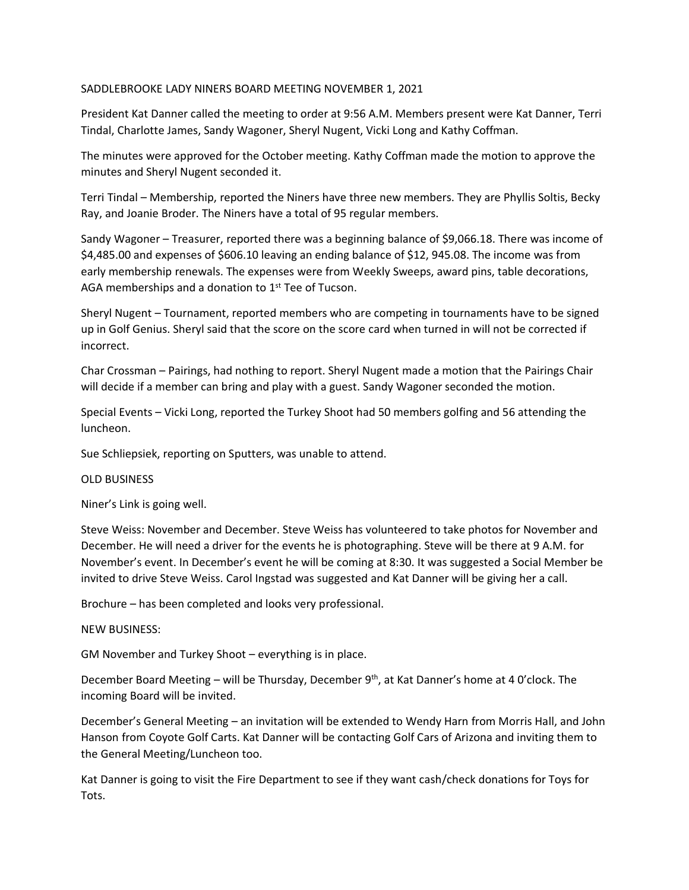SADDLEBROOKE LADY NINERS BOARD MEETING NOVEMBER 1, 2021

President Kat Danner called the meeting to order at 9:56 A.M. Members present were Kat Danner, Terri Tindal, Charlotte James, Sandy Wagoner, Sheryl Nugent, Vicki Long and Kathy Coffman.

The minutes were approved for the October meeting. Kathy Coffman made the motion to approve the minutes and Sheryl Nugent seconded it.

Terri Tindal – Membership, reported the Niners have three new members. They are Phyllis Soltis, Becky Ray, and Joanie Broder. The Niners have a total of 95 regular members.

Sandy Wagoner – Treasurer, reported there was a beginning balance of $9,066.18. There was income of $4,485.00 and expenses of $606.10 leaving an ending balance of $12, 945.08. The income was from early membership renewals. The expenses were from Weekly Sweeps, award pins, table decorations, AGA memberships and a donation to 1st Tee of Tucson.

Sheryl Nugent – Tournament, reported members who are competing in tournaments have to be signed up in Golf Genius. Sheryl said that the score on the score card when turned in will not be corrected if incorrect.

Char Crossman – Pairings, had nothing to report. Sheryl Nugent made a motion that the Pairings Chair will decide if a member can bring and play with a guest. Sandy Wagoner seconded the motion.

Special Events – Vicki Long, reported the Turkey Shoot had 50 members golfing and 56 attending the luncheon.

Sue Schliepsiek, reporting on Sputters, was unable to attend.

OLD BUSINESS

Niner's Link is going well.

Steve Weiss: November and December. Steve Weiss has volunteered to take photos for November and December. He will need a driver for the events he is photographing. Steve will be there at 9 A.M. for November's event. In December's event he will be coming at 8:30. It was suggested a Social Member be invited to drive Steve Weiss. Carol Ingstad was suggested and Kat Danner will be giving her a call.

Brochure – has been completed and looks very professional.

NEW BUSINESS:

GM November and Turkey Shoot – everything is in place.

December Board Meeting – will be Thursday, December 9th, at Kat Danner's home at 4 0'clock. The incoming Board will be invited.

December's General Meeting – an invitation will be extended to Wendy Harn from Morris Hall, and John Hanson from Coyote Golf Carts. Kat Danner will be contacting Golf Cars of Arizona and inviting them to the General Meeting/Luncheon too.

Kat Danner is going to visit the Fire Department to see if they want cash/check donations for Toys for Tots.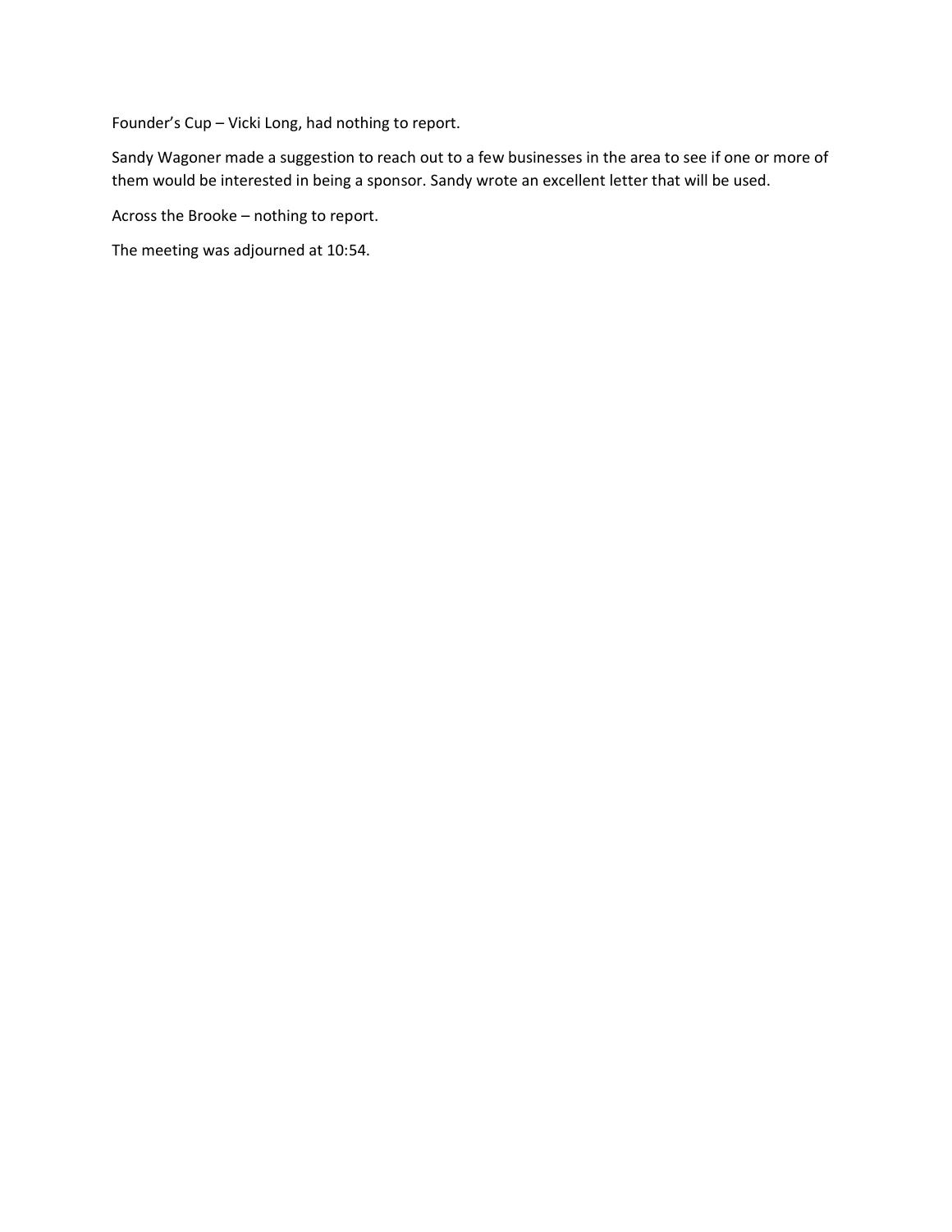Founder's Cup – Vicki Long, had nothing to report.

Sandy Wagoner made a suggestion to reach out to a few businesses in the area to see if one or more of them would be interested in being a sponsor. Sandy wrote an excellent letter that will be used.

Across the Brooke – nothing to report.

The meeting was adjourned at 10:54.